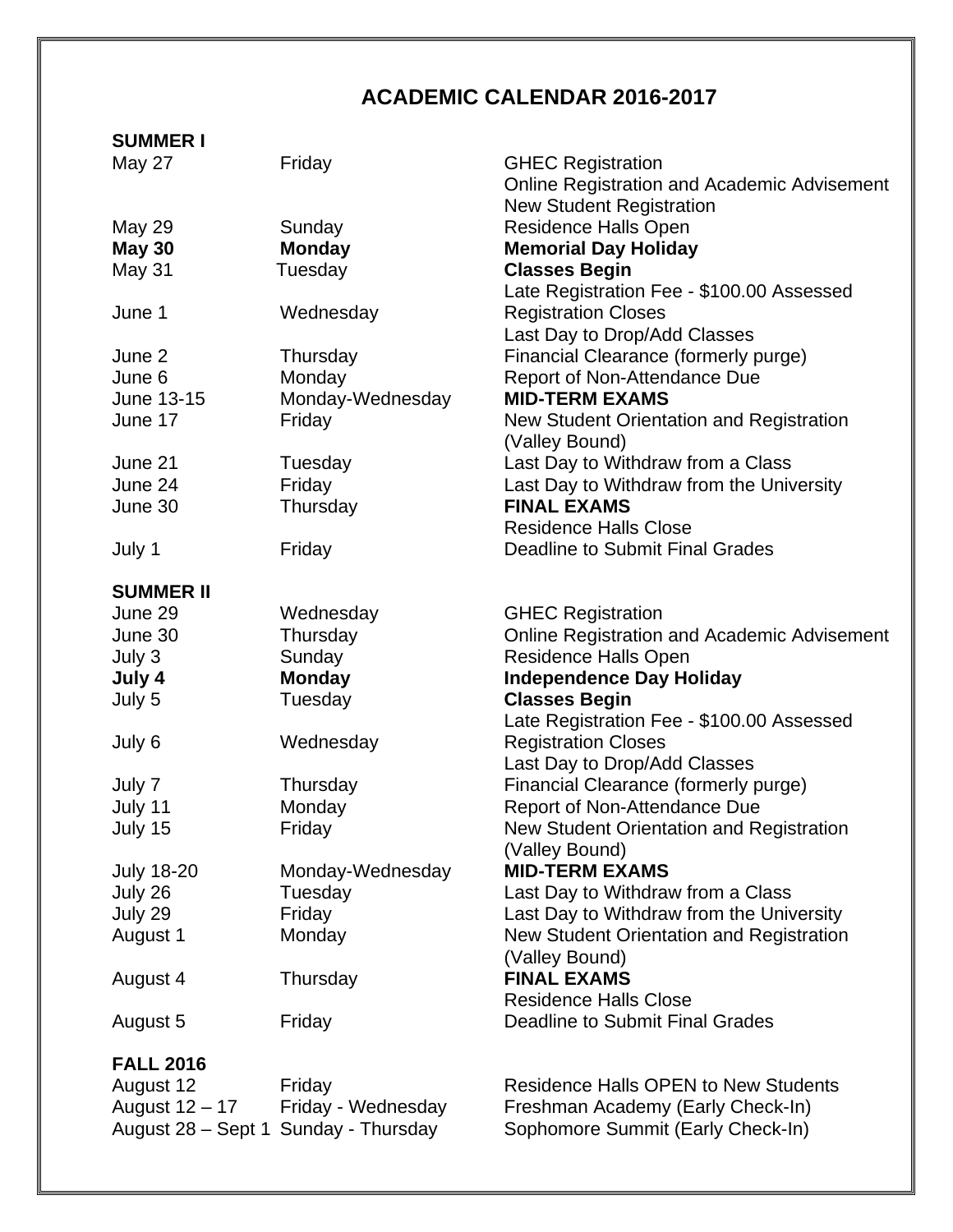# ACADEMIC CALENDAR 2016-2017

## SUMMER I

| | | |
|---|---|---|
| May 27 | Friday | GHEC Registration<br>Online Registration and Academic Advisement<br>New Student Registration |
| May 29 | Sunday | Residence Halls Open |
| **May 30** | **Monday** | **Memorial Day Holiday** |
| May 31 | Tuesday | **Classes Begin**<br>Late Registration Fee - $100.00 Assessed |
| June 1 | Wednesday | Registration Closes<br>Last Day to Drop/Add Classes |
| June 2 | Thursday | Financial Clearance (formerly purge) |
| June 6 | Monday | Report of Non-Attendance Due |
| June 13-15 | Monday-Wednesday | **MID-TERM EXAMS** |
| June 17 | Friday | New Student Orientation and Registration (Valley Bound) |
| June 21 | Tuesday | Last Day to Withdraw from a Class |
| June 24 | Friday | Last Day to Withdraw from the University |
| June 30 | Thursday | **FINAL EXAMS**<br>Residence Halls Close |
| July 1 | Friday | Deadline to Submit Final Grades |

## SUMMER II

| | | |
|---|---|---|
| June 29 | Wednesday | GHEC Registration |
| June 30 | Thursday | Online Registration and Academic Advisement |
| July 3 | Sunday | Residence Halls Open |
| **July 4** | **Monday** | **Independence Day Holiday** |
| July 5 | Tuesday | **Classes Begin**<br>Late Registration Fee - $100.00 Assessed |
| July 6 | Wednesday | Registration Closes<br>Last Day to Drop/Add Classes |
| July 7 | Thursday | Financial Clearance (formerly purge) |
| July 11 | Monday | Report of Non-Attendance Due |
| July 15 | Friday | New Student Orientation and Registration (Valley Bound) |
| July 18-20 | Monday-Wednesday | **MID-TERM EXAMS** |
| July 26 | Tuesday | Last Day to Withdraw from a Class |
| July 29 | Friday | Last Day to Withdraw from the University |
| August 1 | Monday | New Student Orientation and Registration (Valley Bound) |
| August 4 | Thursday | **FINAL EXAMS**<br>Residence Halls Close |
| August 5 | Friday | Deadline to Submit Final Grades |

## FALL 2016

| | | |
|---|---|---|
| August 12 | Friday | Residence Halls OPEN to New Students |
| August 12 – 17 | Friday - Wednesday | Freshman Academy (Early Check-In) |
| August 28 – Sept 1 | Sunday - Thursday | Sophomore Summit (Early Check-In) |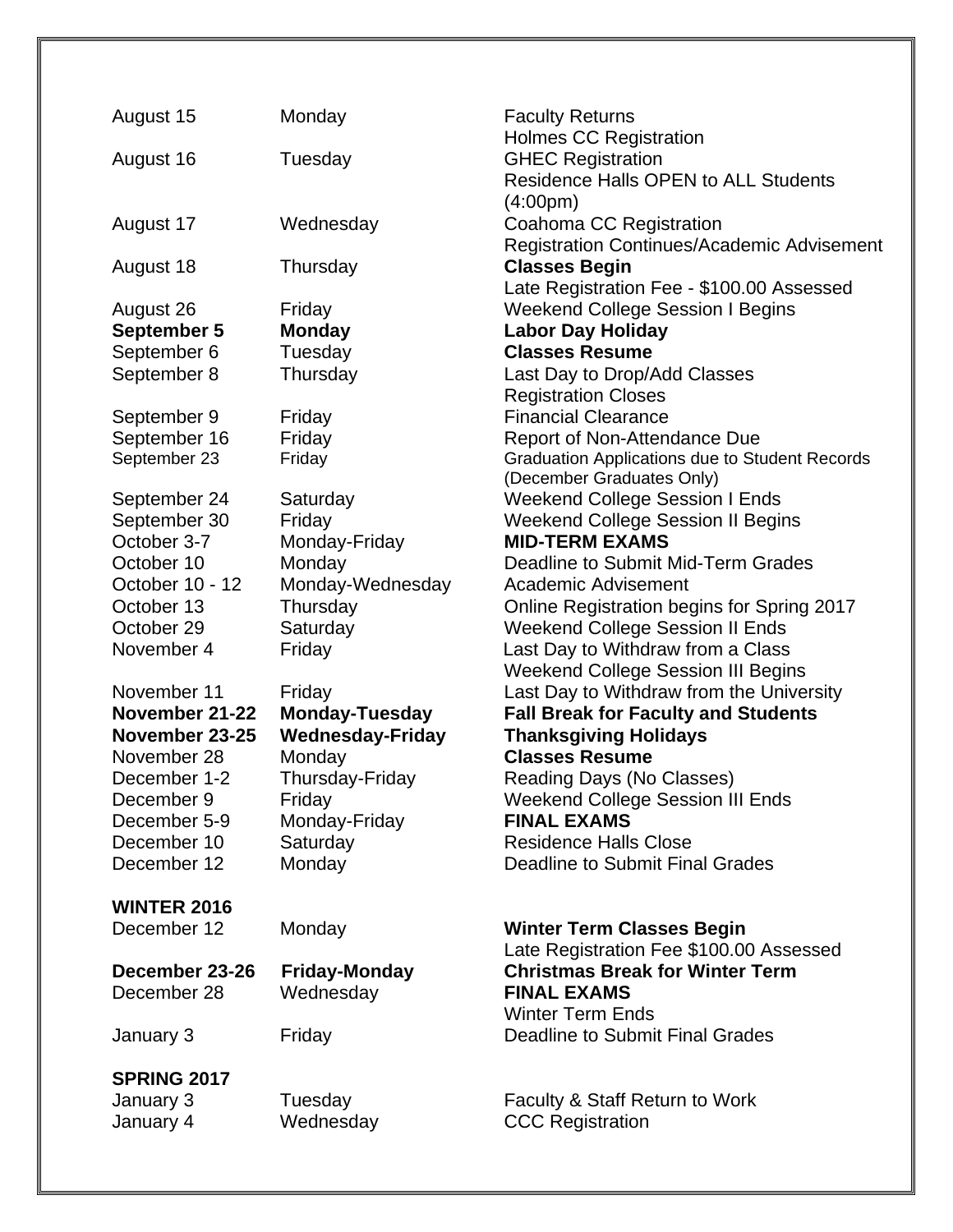| | | |
|---|---|---|
| August 15 | Monday | Faculty Returns<br>Holmes CC Registration |
| August 16 | Tuesday | GHEC Registration<br>Residence Halls OPEN to ALL Students (4:00pm) |
| August 17 | Wednesday | Coahoma CC Registration<br>Registration Continues/Academic Advisement |
| August 18 | Thursday | **Classes Begin**<br>Late Registration Fee - $100.00 Assessed |
| August 26 | Friday | Weekend College Session I Begins |
| **September 5** | **Monday** | **Labor Day Holiday** |
| September 6 | Tuesday | **Classes Resume** |
| September 8 | Thursday | Last Day to Drop/Add Classes<br>Registration Closes |
| September 9 | Friday | Financial Clearance |
| September 16 | Friday | Report of Non-Attendance Due |
| September 23 | Friday | Graduation Applications due to Student Records (December Graduates Only) |
| September 24 | Saturday | Weekend College Session I Ends |
| September 30 | Friday | Weekend College Session II Begins |
| October 3-7 | Monday-Friday | **MID-TERM EXAMS** |
| October 10 | Monday | Deadline to Submit Mid-Term Grades |
| October 10 - 12 | Monday-Wednesday | Academic Advisement |
| October 13 | Thursday | Online Registration begins for Spring 2017 |
| October 29 | Saturday | Weekend College Session II Ends |
| November 4 | Friday | Last Day to Withdraw from a Class<br>Weekend College Session III Begins |
| November 11 | Friday | Last Day to Withdraw from the University |
| **November 21-22** | **Monday-Tuesday** | **Fall Break for Faculty and Students** |
| **November 23-25** | **Wednesday-Friday** | **Thanksgiving Holidays** |
| November 28 | Monday | **Classes Resume** |
| December 1-2 | Thursday-Friday | Reading Days (No Classes) |
| December 9 | Friday | Weekend College Session III Ends |
| December 5-9 | Monday-Friday | **FINAL EXAMS** |
| December 10 | Saturday | Residence Halls Close |
| December 12 | Monday | Deadline to Submit Final Grades |

**WINTER 2016**

| | | |
|---|---|---|
| December 12 | Monday | **Winter Term Classes Begin**<br>Late Registration Fee $100.00 Assessed |
| **December 23-26** | **Friday-Monday** | **Christmas Break for Winter Term** |
| December 28 | Wednesday | **FINAL EXAMS**<br>Winter Term Ends |
| January 3 | Friday | Deadline to Submit Final Grades |

**SPRING 2017**

| | | |
|---|---|---|
| January 3 | Tuesday | Faculty & Staff Return to Work |
| January 4 | Wednesday | CCC Registration |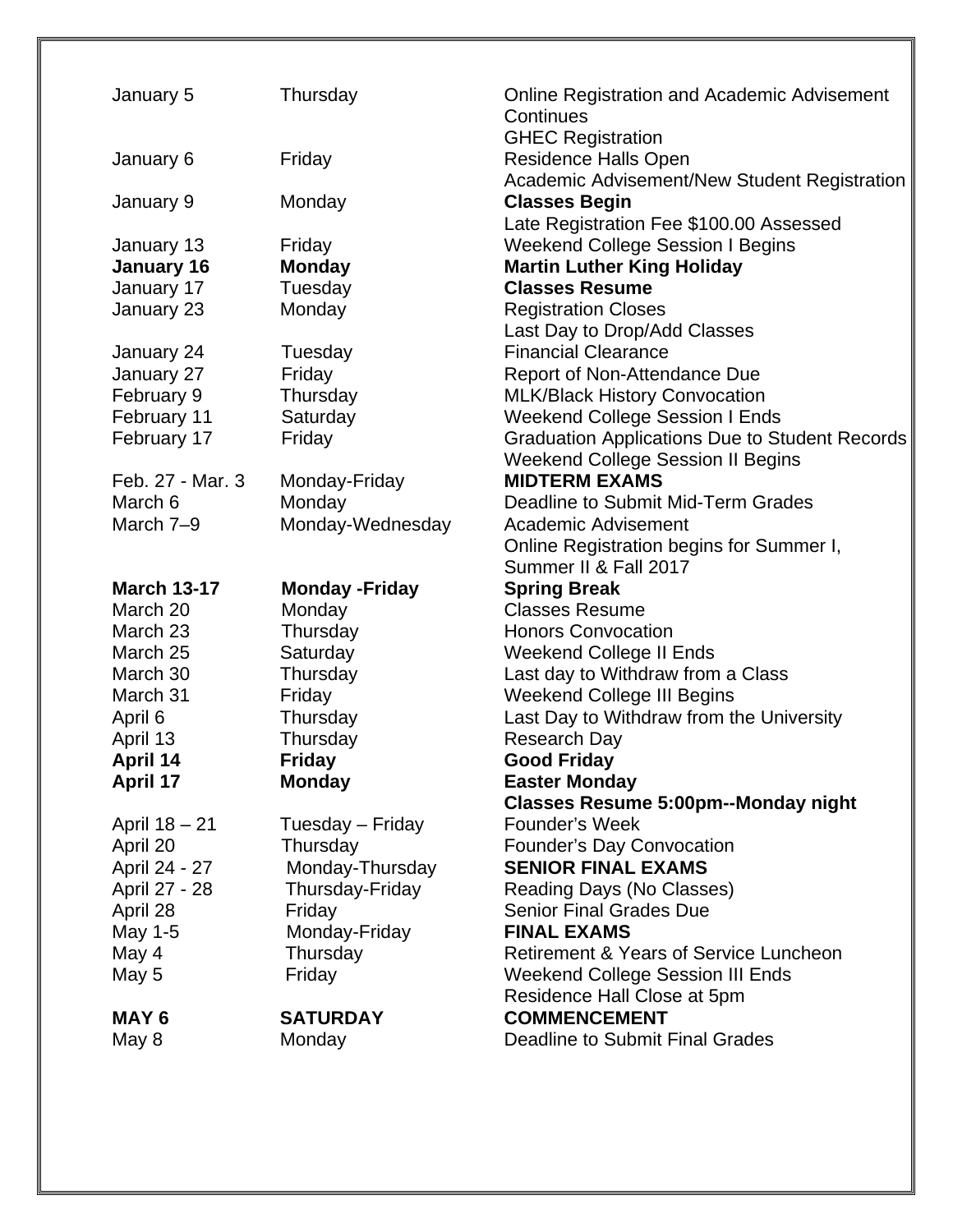| | | |
|---|---|---|
| January 5 | Thursday | Online Registration and Academic Advisement Continues<br>GHEC Registration |
| January 6 | Friday | Residence Halls Open<br>Academic Advisement/New Student Registration |
| January 9 | Monday | **Classes Begin**<br>Late Registration Fee $100.00 Assessed |
| January 13 | Friday | Weekend College Session I Begins |
| **January 16** | **Monday** | **Martin Luther King Holiday** |
| January 17 | Tuesday | **Classes Resume** |
| January 23 | Monday | Registration Closes<br>Last Day to Drop/Add Classes |
| January 24 | Tuesday | Financial Clearance |
| January 27 | Friday | Report of Non-Attendance Due |
| February 9 | Thursday | MLK/Black History Convocation |
| February 11 | Saturday | Weekend College Session I Ends |
| February 17 | Friday | Graduation Applications Due to Student Records<br>Weekend College Session II Begins |
| Feb. 27 - Mar. 3 | Monday-Friday | **MIDTERM EXAMS** |
| March 6 | Monday | Deadline to Submit Mid-Term Grades |
| March 7–9 | Monday-Wednesday | Academic Advisement<br>Online Registration begins for Summer I, Summer II & Fall 2017 |
| **March 13-17** | **Monday -Friday** | **Spring Break** |
| March 20 | Monday | Classes Resume |
| March 23 | Thursday | Honors Convocation |
| March 25 | Saturday | Weekend College II Ends |
| March 30 | Thursday | Last day to Withdraw from a Class |
| March 31 | Friday | Weekend College III Begins |
| April 6 | Thursday | Last Day to Withdraw from the University |
| April 13 | Thursday | Research Day |
| **April 14** | **Friday** | **Good Friday** |
| **April 17** | **Monday** | **Easter Monday**<br>**Classes Resume 5:00pm--Monday night** |
| April 18 – 21 | Tuesday – Friday | Founder's Week |
| April 20 | Thursday | Founder's Day Convocation |
| April 24 - 27 | Monday-Thursday | **SENIOR FINAL EXAMS** |
| April 27 - 28 | Thursday-Friday | Reading Days (No Classes) |
| April 28 | Friday | Senior Final Grades Due |
| May 1-5 | Monday-Friday | **FINAL EXAMS** |
| May 4 | Thursday | Retirement & Years of Service Luncheon |
| May 5 | Friday | Weekend College Session III Ends<br>Residence Hall Close at 5pm |
| **MAY 6** | **SATURDAY** | **COMMENCEMENT** |
| May 8 | Monday | Deadline to Submit Final Grades |